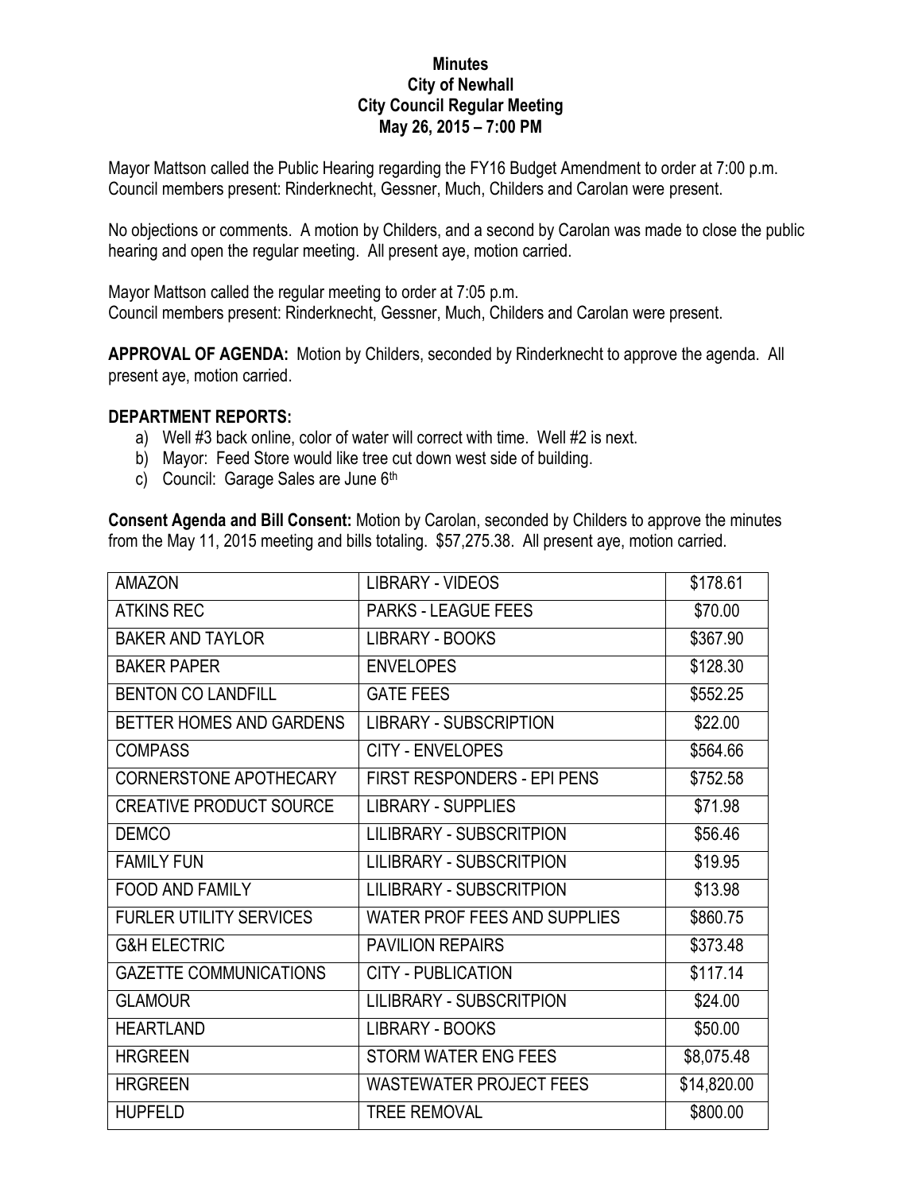**Minutes**
**City of Newhall**
**City Council Regular Meeting**
**May 26, 2015 – 7:00 PM**

Mayor Mattson called the Public Hearing regarding the FY16 Budget Amendment to order at 7:00 p.m. Council members present: Rinderknecht, Gessner, Much, Childers and Carolan were present.

No objections or comments. A motion by Childers, and a second by Carolan was made to close the public hearing and open the regular meeting. All present aye, motion carried.

Mayor Mattson called the regular meeting to order at 7:05 p.m.
Council members present: Rinderknecht, Gessner, Much, Childers and Carolan were present.

**APPROVAL OF AGENDA:** Motion by Childers, seconded by Rinderknecht to approve the agenda. All present aye, motion carried.

**DEPARTMENT REPORTS:**

a) Well #3 back online, color of water will correct with time. Well #2 is next.
b) Mayor: Feed Store would like tree cut down west side of building.
c) Council: Garage Sales are June 6th

**Consent Agenda and Bill Consent:** Motion by Carolan, seconded by Childers to approve the minutes from the May 11, 2015 meeting and bills totaling. $57,275.38. All present aye, motion carried.

| | | |
|---|---|---|
| AMAZON | LIBRARY - VIDEOS | $178.61 |
| ATKINS REC | PARKS - LEAGUE FEES | $70.00 |
| BAKER AND TAYLOR | LIBRARY - BOOKS | $367.90 |
| BAKER PAPER | ENVELOPES | $128.30 |
| BENTON CO LANDFILL | GATE FEES | $552.25 |
| BETTER HOMES AND GARDENS | LIBRARY - SUBSCRIPTION | $22.00 |
| COMPASS | CITY - ENVELOPES | $564.66 |
| CORNERSTONE APOTHECARY | FIRST RESPONDERS - EPI PENS | $752.58 |
| CREATIVE PRODUCT SOURCE | LIBRARY - SUPPLIES | $71.98 |
| DEMCO | LILIBRARY - SUBSCRITPION | $56.46 |
| FAMILY FUN | LILIBRARY - SUBSCRITPION | $19.95 |
| FOOD AND FAMILY | LILIBRARY - SUBSCRITPION | $13.98 |
| FURLER UTILITY SERVICES | WATER PROF FEES AND SUPPLIES | $860.75 |
| G&H ELECTRIC | PAVILION REPAIRS | $373.48 |
| GAZETTE COMMUNICATIONS | CITY - PUBLICATION | $117.14 |
| GLAMOUR | LILIBRARY - SUBSCRITPION | $24.00 |
| HEARTLAND | LIBRARY - BOOKS | $50.00 |
| HRGREEN | STORM WATER ENG FEES | $8,075.48 |
| HRGREEN | WASTEWATER PROJECT FEES | $14,820.00 |
| HUPFELD | TREE REMOVAL | $800.00 |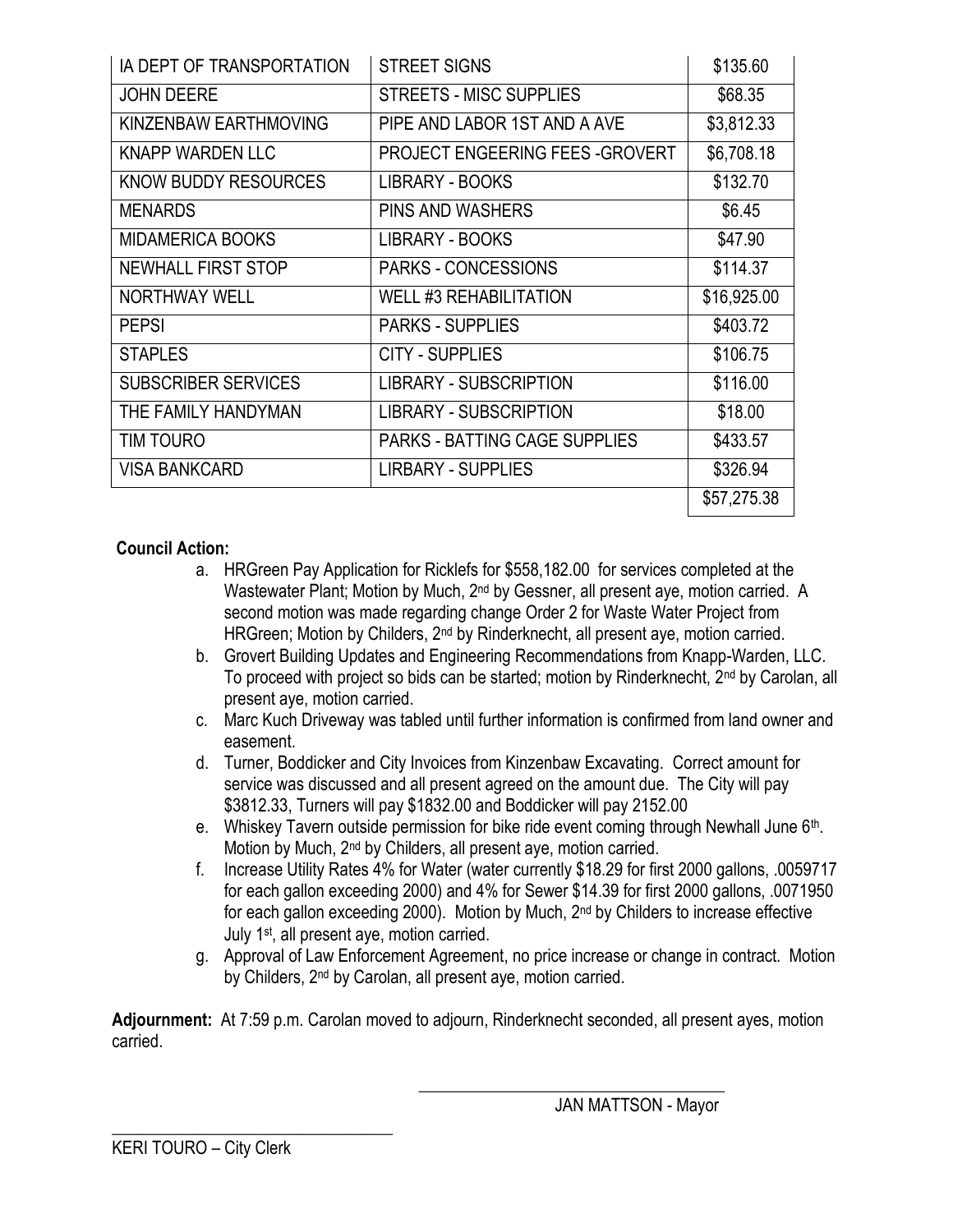| | | |
|---|---|---|
| IA DEPT OF TRANSPORTATION | STREET SIGNS | \$135.60 |
| JOHN DEERE | STREETS - MISC SUPPLIES | \$68.35 |
| KINZENBAW EARTHMOVING | PIPE AND LABOR 1ST AND A AVE | \$3,812.33 |
| KNAPP WARDEN LLC | PROJECT ENGEERING FEES -GROVERT | \$6,708.18 |
| KNOW BUDDY RESOURCES | LIBRARY - BOOKS | \$132.70 |
| MENARDS | PINS AND WASHERS | \$6.45 |
| MIDAMERICA BOOKS | LIBRARY - BOOKS | \$47.90 |
| NEWHALL FIRST STOP | PARKS - CONCESSIONS | \$114.37 |
| NORTHWAY WELL | WELL #3 REHABILITATION | \$16,925.00 |
| PEPSI | PARKS - SUPPLIES | \$403.72 |
| STAPLES | CITY - SUPPLIES | \$106.75 |
| SUBSCRIBER SERVICES | LIBRARY - SUBSCRIPTION | \$116.00 |
| THE FAMILY HANDYMAN | LIBRARY - SUBSCRIPTION | \$18.00 |
| TIM TOURO | PARKS - BATTING CAGE SUPPLIES | \$433.57 |
| VISA BANKCARD | LIRBARY - SUPPLIES | \$326.94 |
| | | \$57,275.38 |

**Council Action:**

a. HRGreen Pay Application for Ricklefs for \$558,182.00 for services completed at the Wastewater Plant; Motion by Much, 2nd by Gessner, all present aye, motion carried. A second motion was made regarding change Order 2 for Waste Water Project from HRGreen; Motion by Childers, 2nd by Rinderknecht, all present aye, motion carried.

b. Grovert Building Updates and Engineering Recommendations from Knapp-Warden, LLC. To proceed with project so bids can be started; motion by Rinderknecht, 2nd by Carolan, all present aye, motion carried.

c. Marc Kuch Driveway was tabled until further information is confirmed from land owner and easement.

d. Turner, Boddicker and City Invoices from Kinzenbaw Excavating. Correct amount for service was discussed and all present agreed on the amount due. The City will pay \$3812.33, Turners will pay \$1832.00 and Boddicker will pay 2152.00

e. Whiskey Tavern outside permission for bike ride event coming through Newhall June 6th. Motion by Much, 2nd by Childers, all present aye, motion carried.

f. Increase Utility Rates 4% for Water (water currently \$18.29 for first 2000 gallons, .0059717 for each gallon exceeding 2000) and 4% for Sewer \$14.39 for first 2000 gallons, .0071950 for each gallon exceeding 2000). Motion by Much, 2nd by Childers to increase effective July 1st, all present aye, motion carried.

g. Approval of Law Enforcement Agreement, no price increase or change in contract. Motion by Childers, 2nd by Carolan, all present aye, motion carried.

**Adjournment:** At 7:59 p.m. Carolan moved to adjourn, Rinderknecht seconded, all present ayes, motion carried.

\_\_\_\_\_\_\_\_\_\_\_\_\_\_\_\_\_\_\_\_\_\_\_\_\_\_\_\_\_\_\_\_\_\_\_\_

JAN MATTSON - Mayor

\_\_\_\_\_\_\_\_\_\_\_\_\_\_\_\_\_\_\_\_\_\_\_\_\_\_\_\_\_\_\_\_\_\_\_\_

KERI TOURO – City Clerk